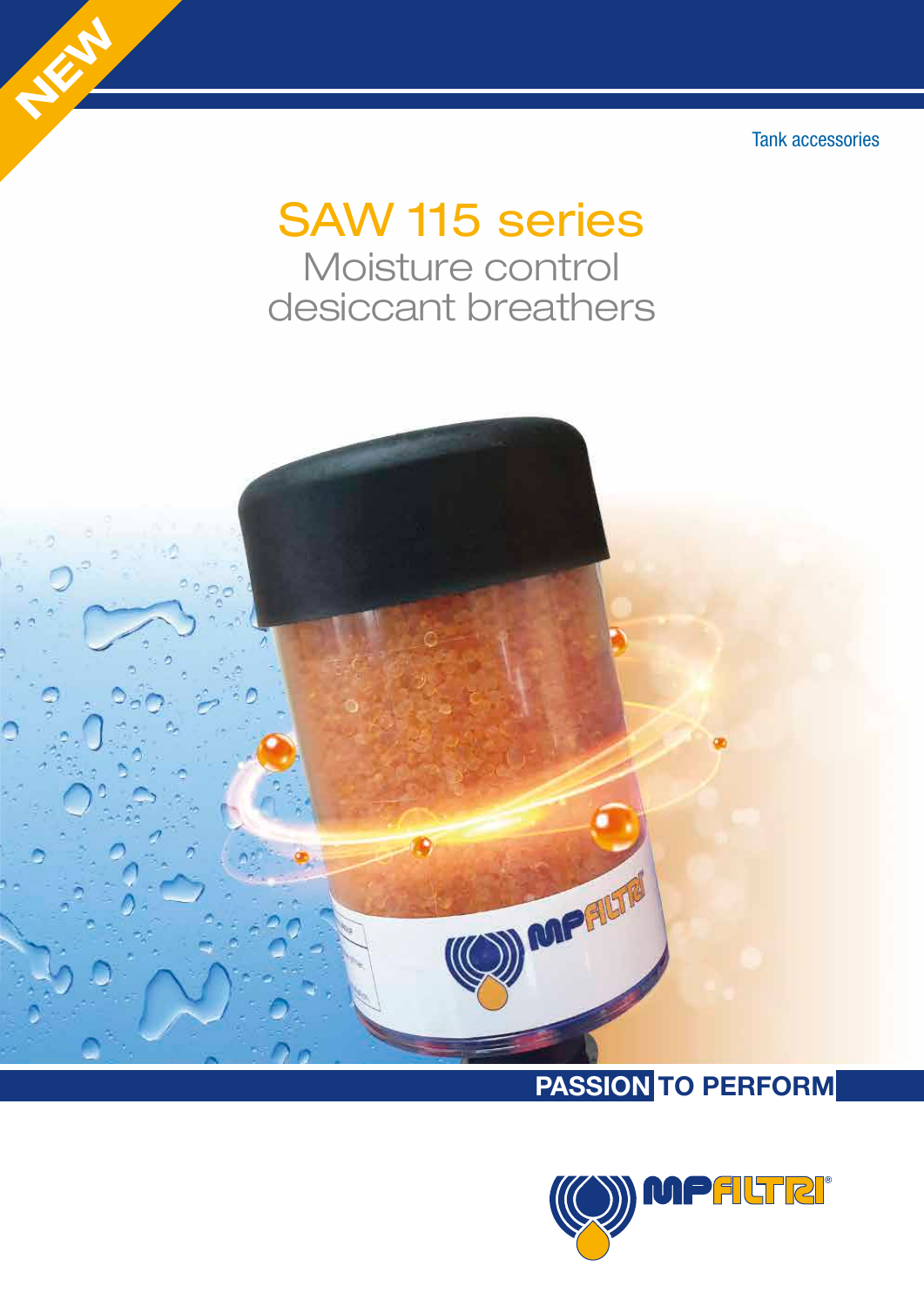NEW

Tank accessories

# SAW 115 series

## Moisture control desiccant breathers

PASSION TO PERFORM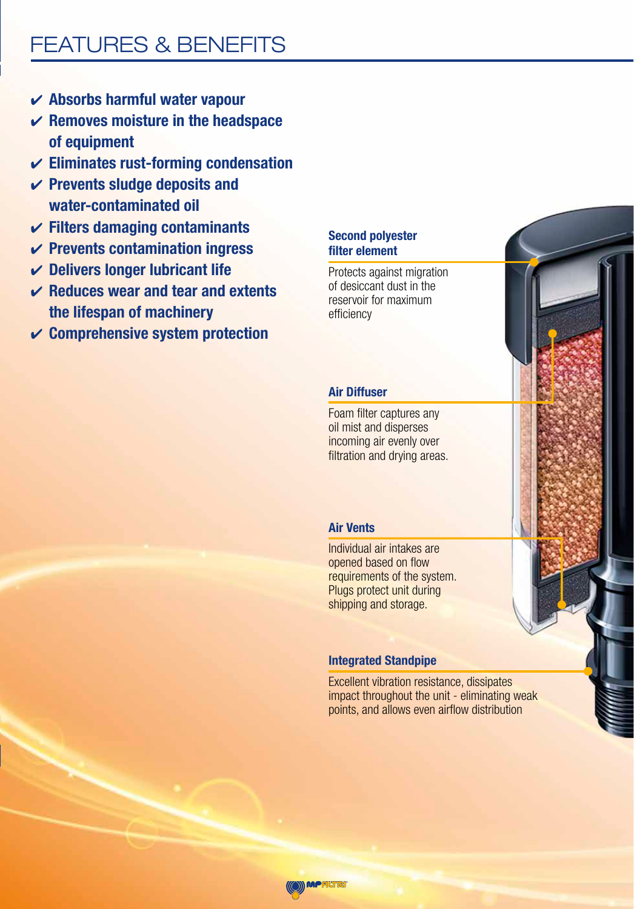# FEATURES & BENEFITS

- ✔ **Absorbs harmful water vapour**
- ✔ **Removes moisture in the headspace of equipment**
- ✔ **Eliminates rust-forming condensation**
- ✔ **Prevents sludge deposits and water-contaminated oil**
- ✔ **Filters damaging contaminants**
- ✔ **Prevents contamination ingress**
- ✔ **Delivers longer lubricant life**
- ✔ **Reduces wear and tear and extents the lifespan of machinery**
- ✔ **Comprehensive system protection**

**Second polyester filter element**

Protects against migration of desiccant dust in the reservoir for maximum efficiency

**Air Diffuser**

Foam filter captures any oil mist and disperses incoming air evenly over filtration and drying areas.

**Air Vents**

Individual air intakes are opened based on flow requirements of the system. Plugs protect unit during shipping and storage.

**Integrated Standpipe**

Excellent vibration resistance, dissipates impact throughout the unit - eliminating weak points, and allows even airflow distribution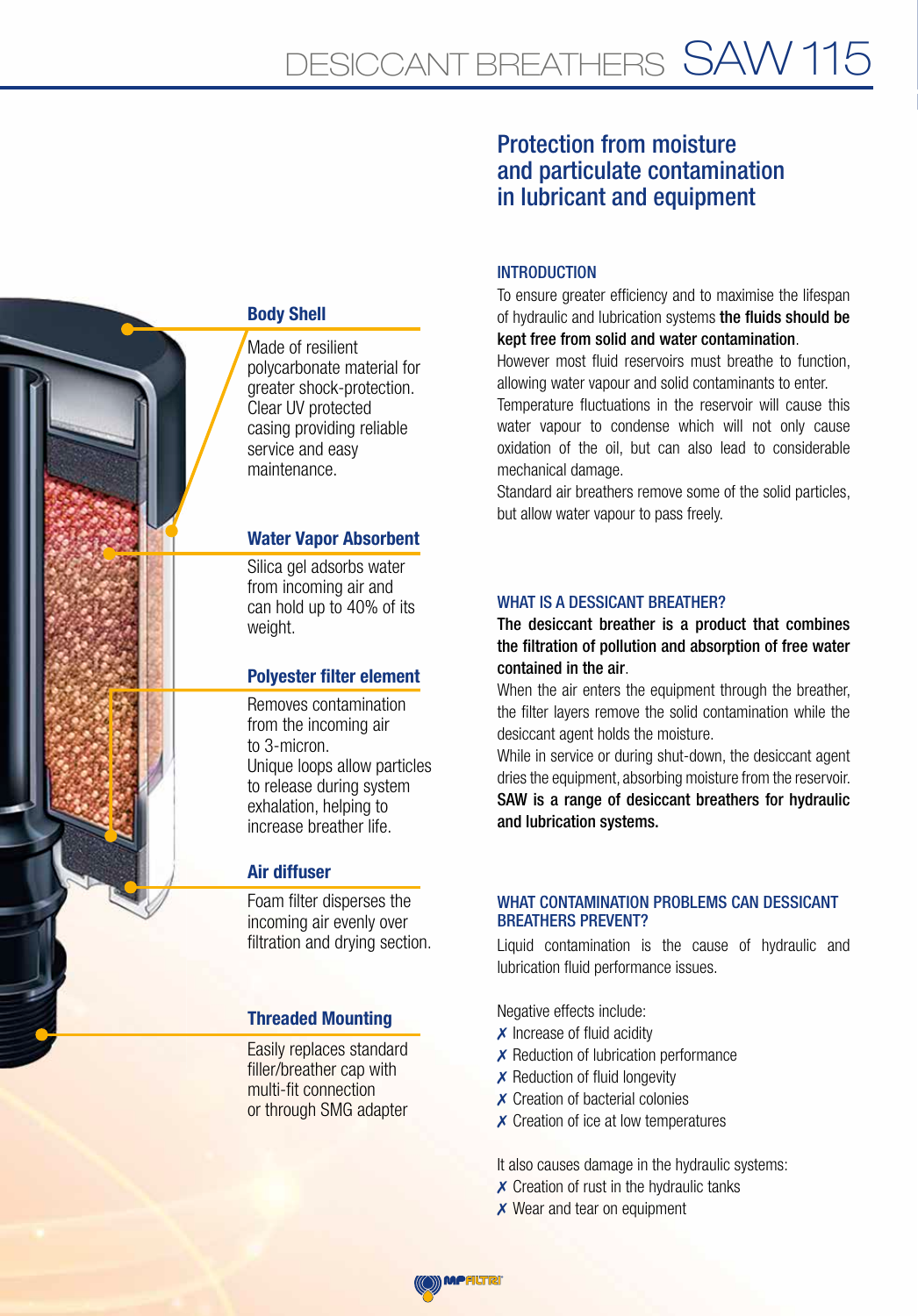# DESICCANT BREATHERS SAW 115

## Body Shell

Made of resilient polycarbonate material for greater shock-protection. Clear UV protected casing providing reliable service and easy maintenance.

## Water Vapor Absorbent

Silica gel adsorbs water from incoming air and can hold up to 40% of its weight.

## Polyester filter element

Removes contamination from the incoming air to 3-micron.
Unique loops allow particles to release during system exhalation, helping to increase breather life.

## Air diffuser

Foam filter disperses the incoming air evenly over filtration and drying section.

## Threaded Mounting

Easily replaces standard filler/breather cap with multi-fit connection or through SMG adapter

## Protection from moisture and particulate contamination in lubricant and equipment

### INTRODUCTION

To ensure greater efficiency and to maximise the lifespan of hydraulic and lubrication systems **the fluids should be kept free from solid and water contamination**.
However most fluid reservoirs must breathe to function, allowing water vapour and solid contaminants to enter.
Temperature fluctuations in the reservoir will cause this water vapour to condense which will not only cause oxidation of the oil, but can also lead to considerable mechanical damage.
Standard air breathers remove some of the solid particles, but allow water vapour to pass freely.

### WHAT IS A DESSICANT BREATHER?

**The desiccant breather is a product that combines the filtration of pollution and absorption of free water contained in the air**.
When the air enters the equipment through the breather, the filter layers remove the solid contamination while the desiccant agent holds the moisture.
While in service or during shut-down, the desiccant agent dries the equipment, absorbing moisture from the reservoir.
**SAW is a range of desiccant breathers for hydraulic and lubrication systems.**

### WHAT CONTAMINATION PROBLEMS CAN DESSICANT BREATHERS PREVENT?

Liquid contamination is the cause of hydraulic and lubrication fluid performance issues.

Negative effects include:

- ✗ Increase of fluid acidity
- ✗ Reduction of lubrication performance
- ✗ Reduction of fluid longevity
- ✗ Creation of bacterial colonies
- ✗ Creation of ice at low temperatures

It also causes damage in the hydraulic systems:

- ✗ Creation of rust in the hydraulic tanks
- ✗ Wear and tear on equipment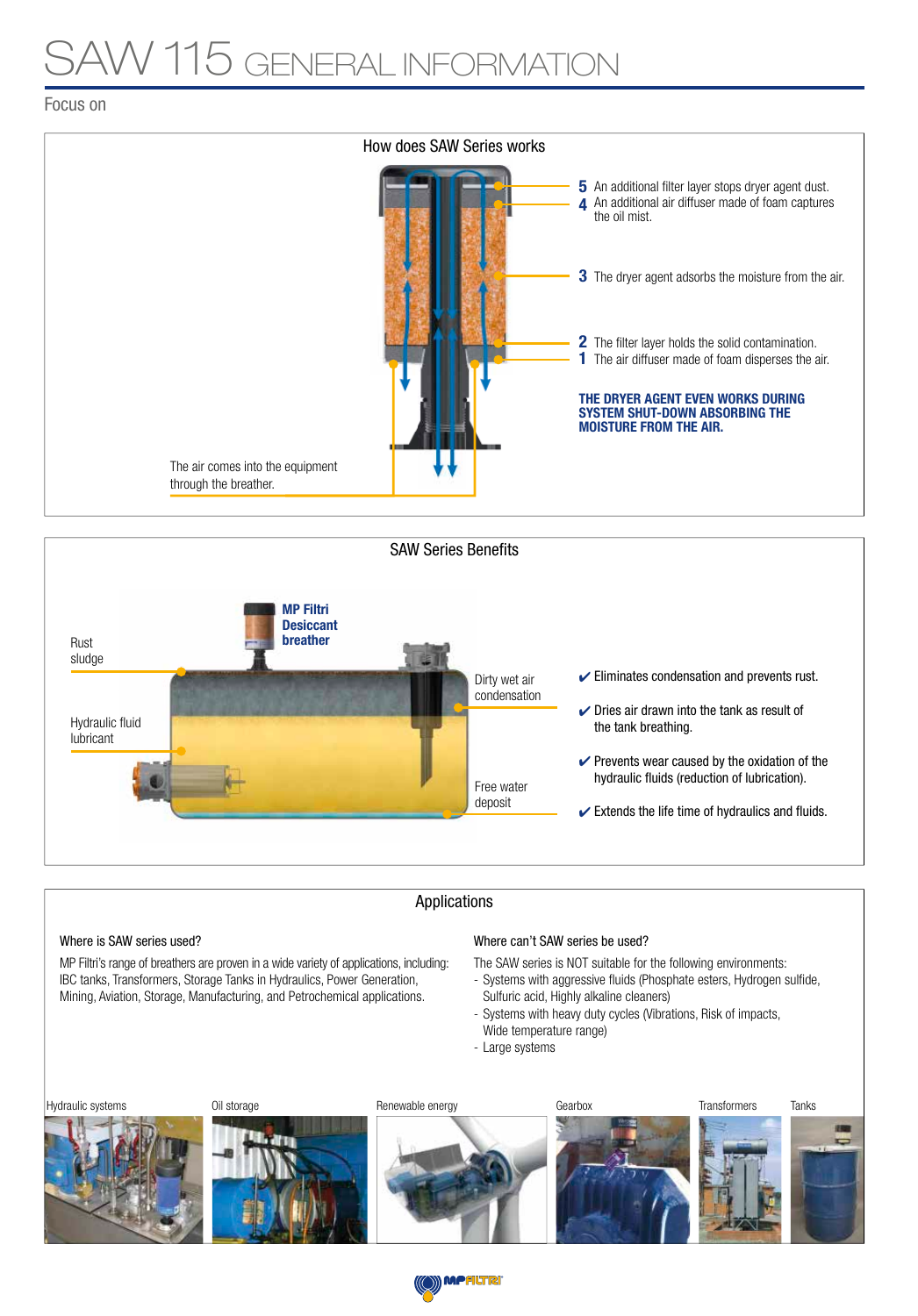# SAW 115 GENERAL INFORMATION

Focus on

## How does SAW Series works

5 An additional filter layer stops dryer agent dust.
4 An additional air diffuser made of foam captures the oil mist.

3 The dryer agent adsorbs the moisture from the air.

2 The filter layer holds the solid contamination.
1 The air diffuser made of foam disperses the air.

**THE DRYER AGENT EVEN WORKS DURING SYSTEM SHUT-DOWN ABSORBING THE MOISTURE FROM THE AIR.**

The air comes into the equipment through the breather.

## SAW Series Benefits

**MP Filtri Desiccant breather**

Rust sludge

Hydraulic fluid lubricant

Dirty wet air condensation

Free water deposit

- ✔ Eliminates condensation and prevents rust.
- ✔ Dries air drawn into the tank as result of the tank breathing.
- ✔ Prevents wear caused by the oxidation of the hydraulic fluids (reduction of lubrication).
- ✔ Extends the life time of hydraulics and fluids.

## Applications

### Where is SAW series used?

MP Filtri's range of breathers are proven in a wide variety of applications, including: IBC tanks, Transformers, Storage Tanks in Hydraulics, Power Generation, Mining, Aviation, Storage, Manufacturing, and Petrochemical applications.

### Where can't SAW series be used?

The SAW series is NOT suitable for the following environments:
- Systems with aggressive fluids (Phosphate esters, Hydrogen sulfide, Sulfuric acid, Highly alkaline cleaners)
- Systems with heavy duty cycles (Vibrations, Risk of impacts, Wide temperature range)
- Large systems

Hydraulic systems | Oil storage | Renewable energy | Gearbox | Transformers | Tanks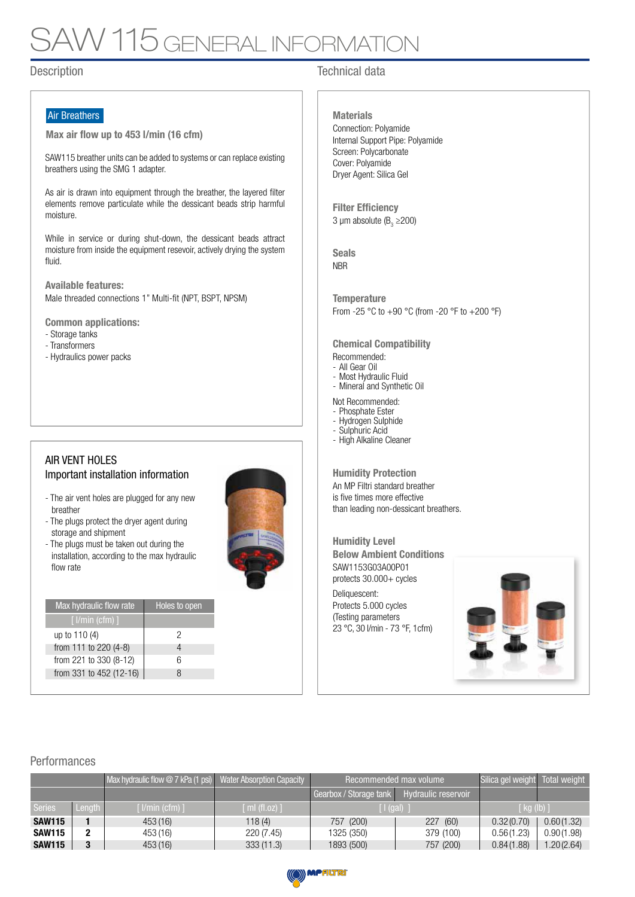# SAW 115 GENERAL INFORMATION

## Description

**Air Breathers**

**Max air flow up to 453 l/min (16 cfm)**

SAW115 breather units can be added to systems or can replace existing breathers using the SMG 1 adapter.

As air is drawn into equipment through the breather, the layered filter elements remove particulate while the dessicant beads strip harmful moisture.

While in service or during shut-down, the dessicant beads attract moisture from inside the equipment resevoir, actively drying the system fluid.

**Available features:**
Male threaded connections 1" Multi-fit (NPT, BSPT, NPSM)

**Common applications:**
- Storage tanks
- Transformers
- Hydraulics power packs

### AIR VENT HOLES
### Important installation information

- The air vent holes are plugged for any new breather
- The plugs protect the dryer agent during storage and shipment
- The plugs must be taken out during the installation, according to the max hydraulic flow rate

| Max hydraulic flow rate | Holes to open |
|---|---|
| [ l/min (cfm) ] | |
| up to 110 (4) | 2 |
| from 111 to 220 (4-8) | 4 |
| from 221 to 330 (8-12) | 6 |
| from 331 to 452 (12-16) | 8 |

## Technical data

**Materials**
Connection: Polyamide
Internal Support Pipe: Polyamide
Screen: Polycarbonate
Cover: Polyamide
Dryer Agent: Silica Gel

**Filter Efficiency**
3 µm absolute ($B_3$ ≥200)

**Seals**
NBR

**Temperature**
From -25 °C to +90 °C (from -20 °F to +200 °F)

**Chemical Compatibility**
Recommended:
- All Gear Oil
- Most Hydraulic Fluid
- Mineral and Synthetic Oil

Not Recommended:
- Phosphate Ester
- Hydrogen Sulphide
- Sulphuric Acid
- High Alkaline Cleaner

**Humidity Protection**
An MP Filtri standard breather is five times more effective than leading non-dessicant breathers.

**Humidity Level Below Ambient Conditions**
SAW1153G03A00P01 protects 30.000+ cycles

Deliquescent:
Protects 5.000 cycles
(Testing parameters
23 °C, 30 l/min - 73 °F, 1cfm)

## Performances

| | | Max hydraulic flow @ 7 kPa (1 psi) | Water Absorption Capacity | Recommended max volume | | Silica gel weight | Total weight |
|---|---|---|---|---|---|---|---|
| | | | | Gearbox / Storage tank | Hydraulic reservoir | | |
| Series | Length | [ l/min (cfm) ] | [ ml (fl.oz) ] | [ l (gal) ] | | [ kg (lb) ] | |
| **SAW115** | **1** | 453 (16) | 118 (4) | 757 (200) | 227 (60) | 0.32 (0.70) | 0.60 (1.32) |
| **SAW115** | **2** | 453 (16) | 220 (7.45) | 1325 (350) | 379 (100) | 0.56 (1.23) | 0.90 (1.98) |
| **SAW115** | **3** | 453 (16) | 333 (11.3) | 1893 (500) | 757 (200) | 0.84 (1.88) | 1.20 (2.64) |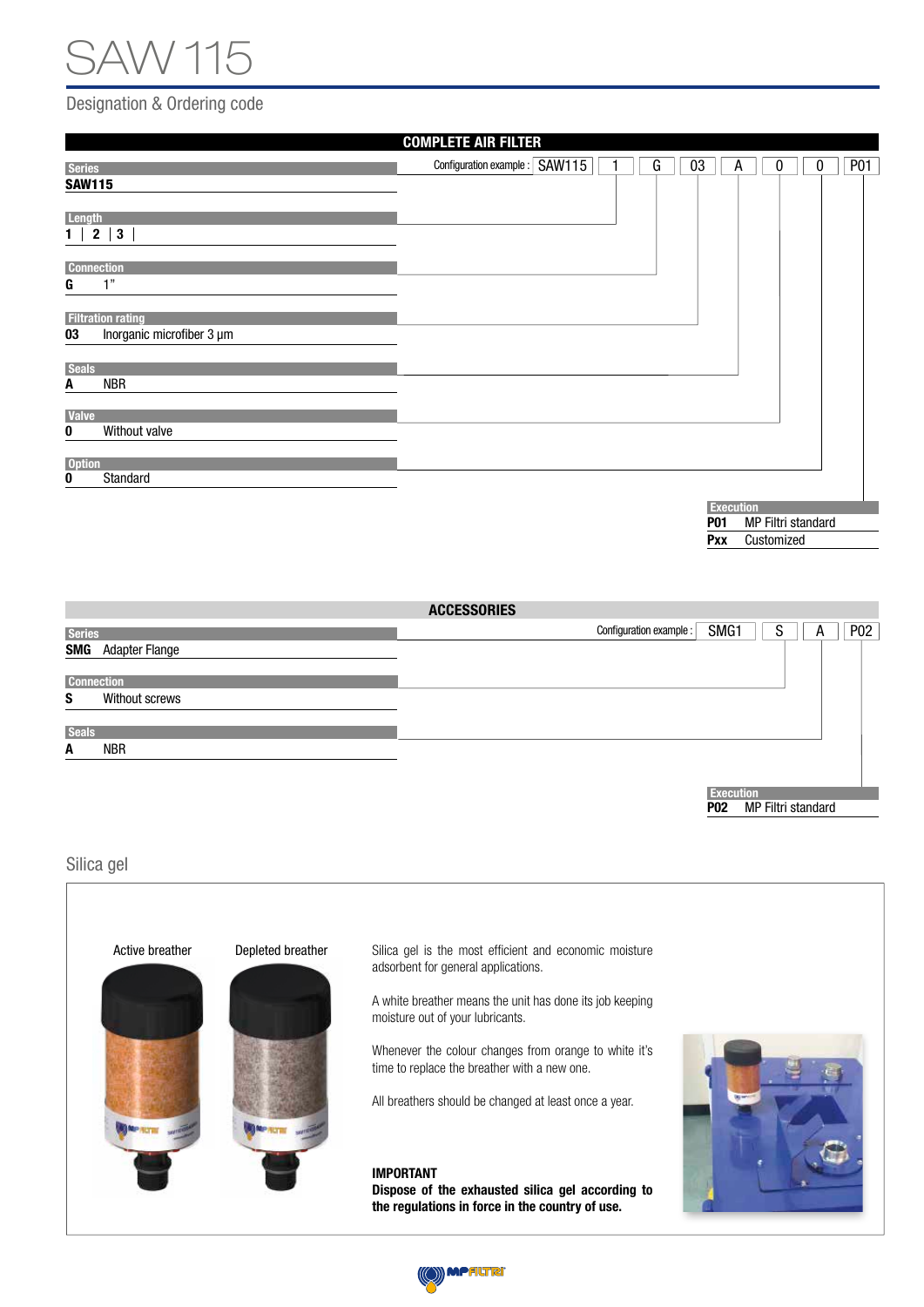# SAW 115

## Designation & Ordering code

### COMPLETE AIR FILTER

Configuration example : SAW115 | 1 | G | 03 | A | 0 | 0 | P01

**Series**

| | |
|---|---|
| **SAW115** | |

**Length**

| | |
|---|---|
| **1** \| **2** \| **3** | |

**Connection**

| | |
|---|---|
| **G** | 1" |

**Filtration rating**

| | |
|---|---|
| **03** | Inorganic microfiber 3 μm |

**Seals**

| | |
|---|---|
| **A** | NBR |

**Valve**

| | |
|---|---|
| **0** | Without valve |

**Option**

| | |
|---|---|
| **0** | Standard |

**Execution**

| | |
|---|---|
| **P01** | MP Filtri standard |
| **Pxx** | Customized |

### ACCESSORIES

Configuration example : SMG1 | S | A | P02

**Series**

| | |
|---|---|
| **SMG** | Adapter Flange |

**Connection**

| | |
|---|---|
| **S** | Without screws |

**Seals**

| | |
|---|---|
| **A** | NBR |

**Execution**

| | |
|---|---|
| **P02** | MP Filtri standard |

## Silica gel

Active breather

Depleted breather

Silica gel is the most efficient and economic moisture adsorbent for general applications.

A white breather means the unit has done its job keeping moisture out of your lubricants.

Whenever the colour changes from orange to white it's time to replace the breather with a new one.

All breathers should be changed at least once a year.

**IMPORTANT**
**Dispose of the exhausted silica gel according to the regulations in force in the country of use.**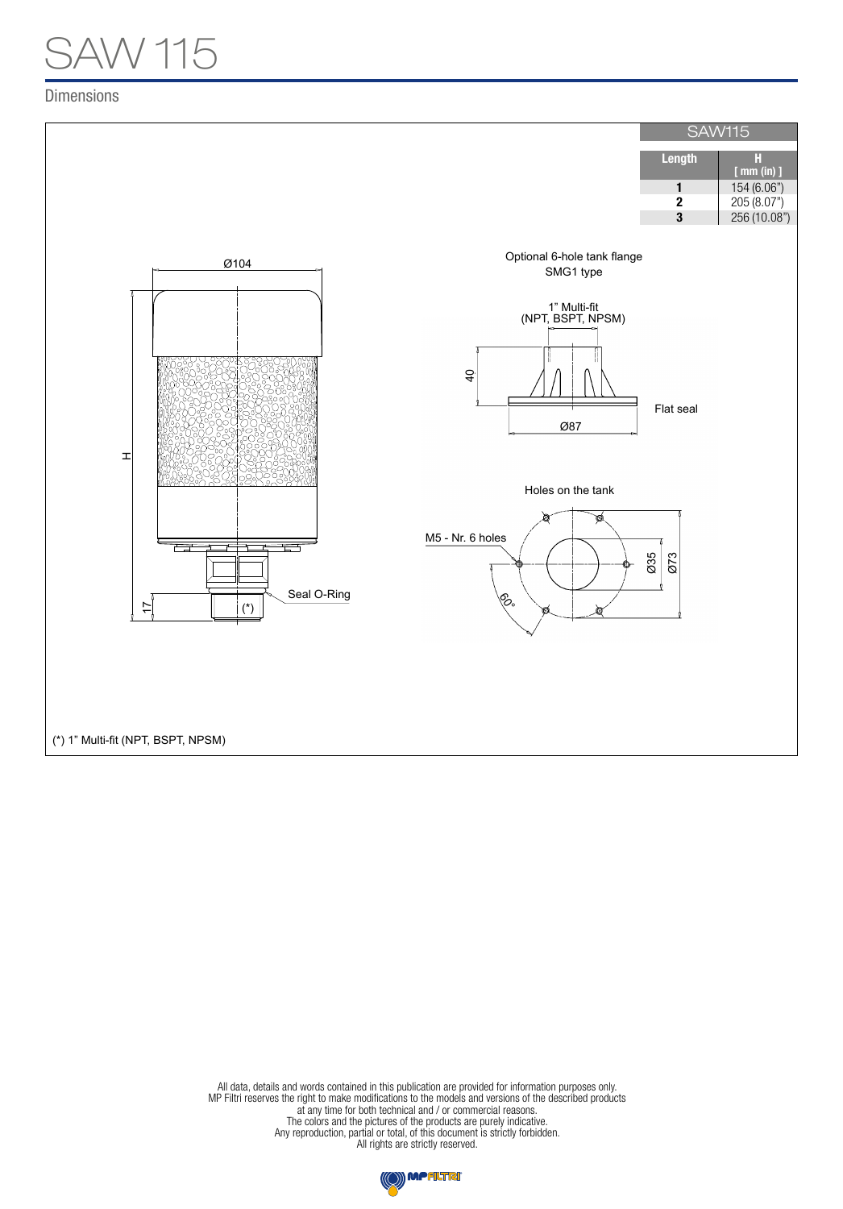# SAW 115

## Dimensions

| SAW115 | |
|---|---|
| **Length** | **H [ mm (in) ]** |
| **1** | 154 (6.06") |
| **2** | 205 (8.07") |
| **3** | 256 (10.08") |

Ø104

H

17

Seal O-Ring

(*)

Optional 6-hole tank flange
SMG1 type

1" Multi-fit
(NPT, BSPT, NPSM)

40

Flat seal

Ø87

Holes on the tank

M5 - Nr. 6 holes

60°

Ø35

Ø73

(*) 1" Multi-fit (NPT, BSPT, NPSM)

All data, details and words contained in this publication are provided for information purposes only.
MP Filtri reserves the right to make modifications to the models and versions of the described products
at any time for both technical and / or commercial reasons.
The colors and the pictures of the products are purely indicative.
Any reproduction, partial or total, of this document is strictly forbidden.
All rights are strictly reserved.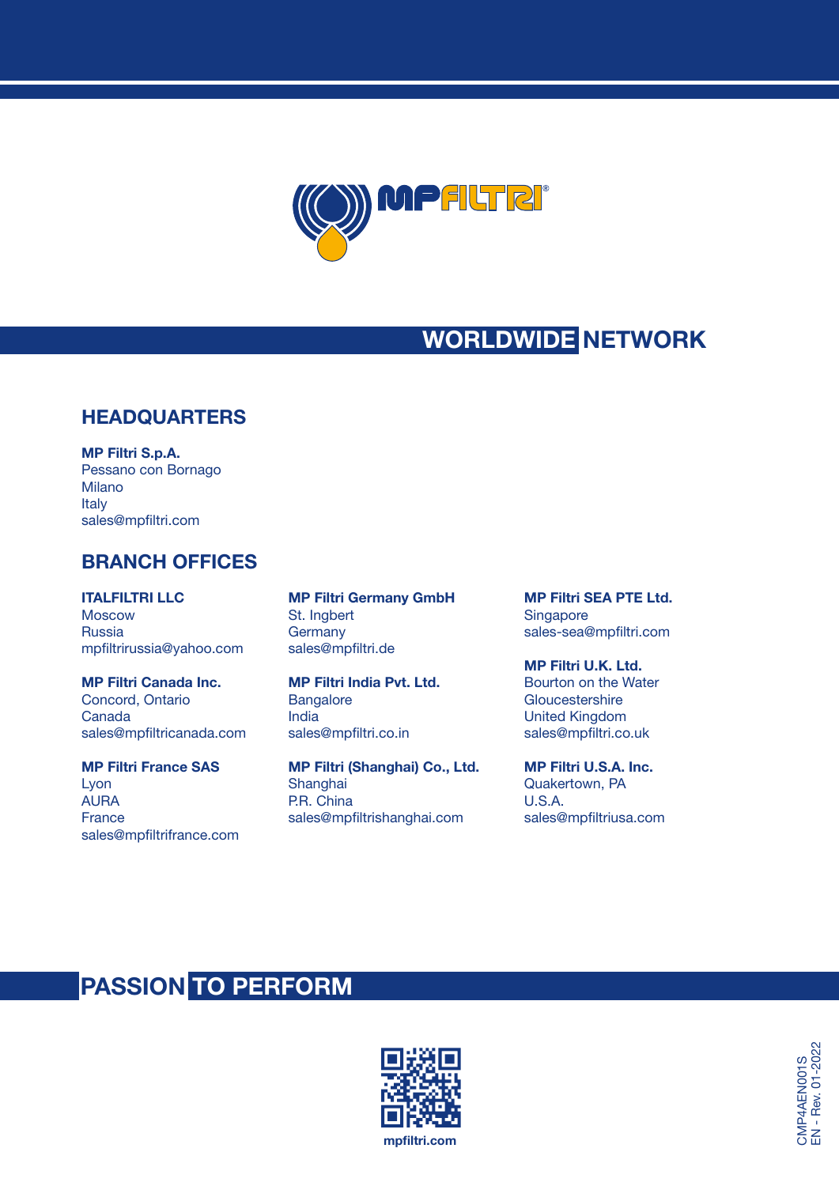# WORLDWIDE NETWORK

## HEADQUARTERS

**MP Filtri S.p.A.**
Pessano con Bornago
Milano
Italy
sales@mpfiltri.com

## BRANCH OFFICES

**ITALFILTRI LLC**
Moscow
Russia
mpfiltrirussia@yahoo.com

**MP Filtri Canada Inc.**
Concord, Ontario
Canada
sales@mpfiltricanada.com

**MP Filtri France SAS**
Lyon
AURA
France
sales@mpfiltrifrance.com

**MP Filtri Germany GmbH**
St. Ingbert
Germany
sales@mpfiltri.de

**MP Filtri India Pvt. Ltd.**
Bangalore
India
sales@mpfiltri.co.in

**MP Filtri (Shanghai) Co., Ltd.**
Shanghai
P.R. China
sales@mpfiltrishanghai.com

**MP Filtri SEA PTE Ltd.**
Singapore
sales-sea@mpfiltri.com

**MP Filtri U.K. Ltd.**
Bourton on the Water
Gloucestershire
United Kingdom
sales@mpfiltri.co.uk

**MP Filtri U.S.A. Inc.**
Quakertown, PA
U.S.A.
sales@mpfiltriusa.com

# PASSION TO PERFORM

mpfiltri.com

CMP4AEN001S
EN - Rev. 01-2022